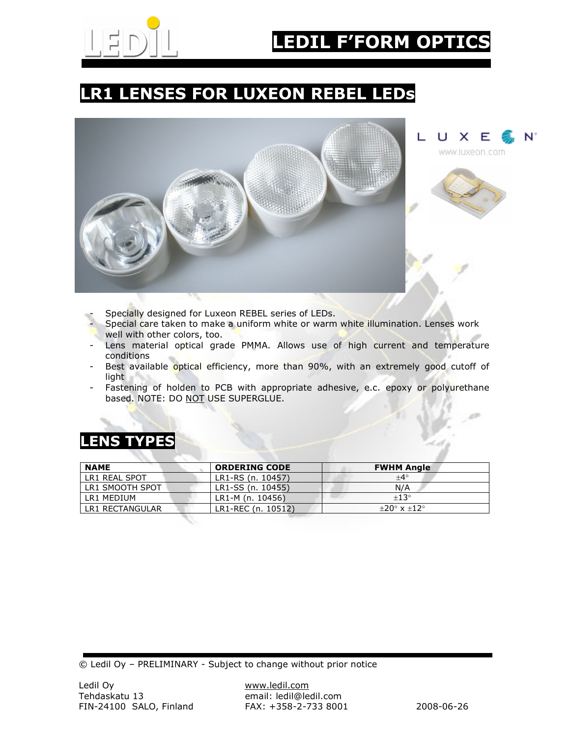# LEDIL F'FORM OPTICS

## LR1 LENSES FOR LUXEON REBEL LEDs

- Specially designed for Luxeon REBEL series of LEDs.
- Special care taken to make a uniform white or warm white illumination. Lenses work well with other colors, too.
- Lens material optical grade PMMA. Allows use of high current and temperature conditions
- Best available optical efficiency, more than 90%, with an extremely good cutoff of light
- Fastening of holden to PCB with appropriate adhesive, e.c. epoxy or polyurethane based. NOTE: DO NOT USE SUPERGLUE.

## LENS TYPES

| NAME | ORDERING CODE | FWHM Angle |
|---|---|---|
| LR1 REAL SPOT | LR1-RS (n. 10457) | ±4° |
| LR1 SMOOTH SPOT | LR1-SS (n. 10455) | N/A |
| LR1 MEDIUM | LR1-M (n. 10456) | ±13° |
| LR1 RECTANGULAR | LR1-REC (n. 10512) | ±20° x ±12° |

© Ledil Oy – PRELIMINARY - Subject to change without prior notice

Ledil Oy
Tehdaskatu 13
FIN-24100 SALO, Finland

www.ledil.com
email: ledil@ledil.com
FAX: +358-2-733 8001

2008-06-26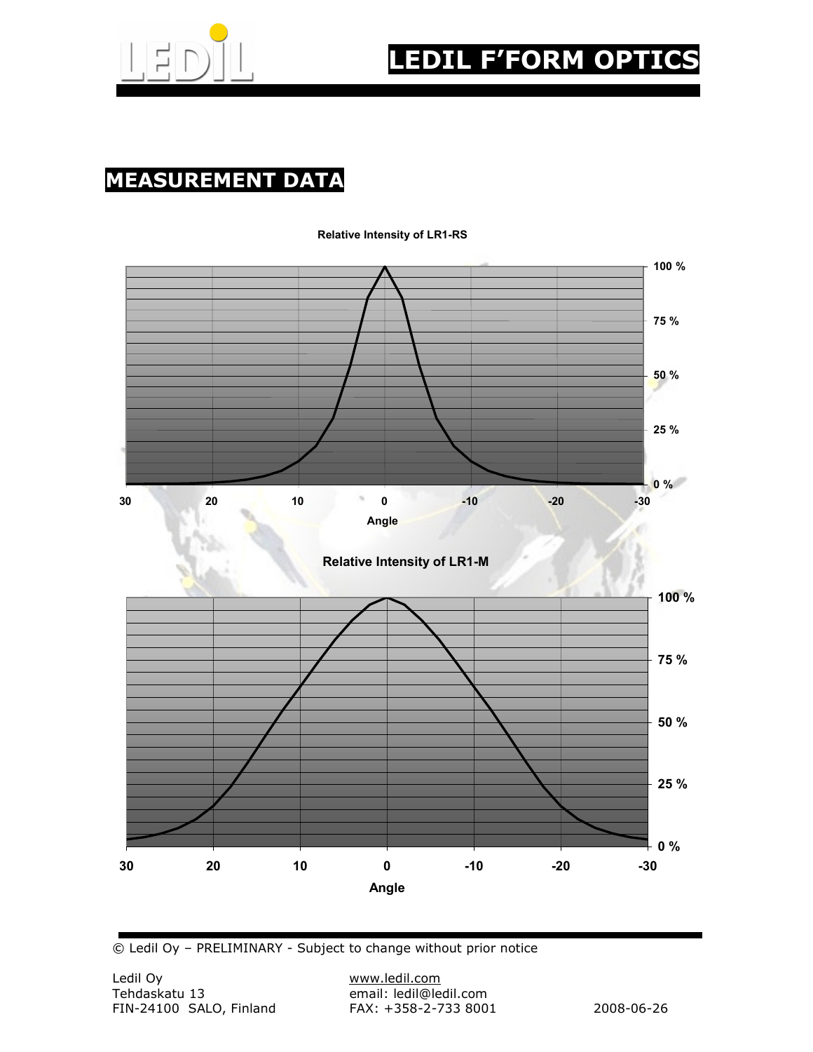## MEASUREMENT DATA

**Relative Intensity of LR1-RS**

100 %
75 %
50 %
25 %
0 %

30 20 10 0 -10 -20 -30

Angle

**Relative Intensity of LR1-M**

100 %
75 %
50 %
25 %
0 %

30 20 10 0 -10 -20 -30

Angle

© Ledil Oy – PRELIMINARY - Subject to change without prior notice

Ledil Oy
Tehdaskatu 13
FIN-24100 SALO, Finland

www.ledil.com
email: ledil@ledil.com
FAX: +358-2-733 8001

2008-06-26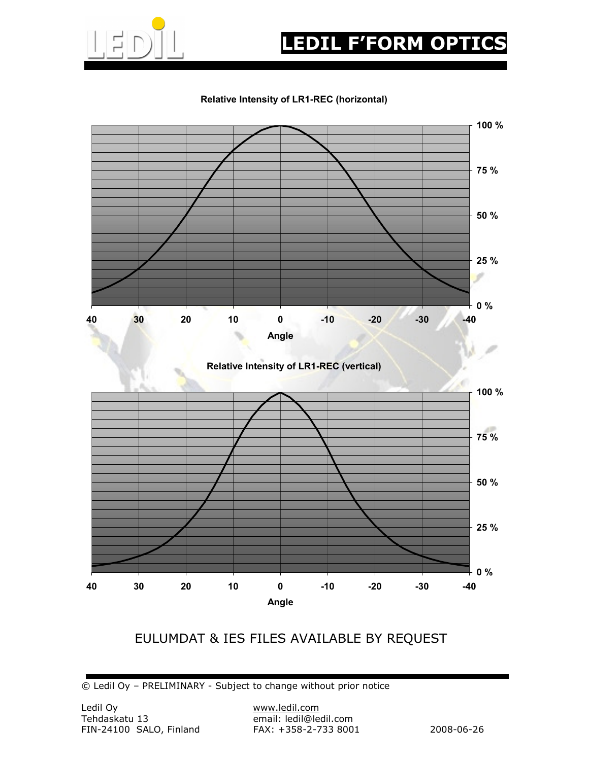**Relative Intensity of LR1-REC (horizontal)**

**Relative Intensity of LR1-REC (vertical)**

EULUMDAT & IES FILES AVAILABLE BY REQUEST

© Ledil Oy – PRELIMINARY - Subject to change without prior notice

Ledil Oy
Tehdaskatu 13
FIN-24100 SALO, Finland

www.ledil.com
email: ledil@ledil.com
FAX: +358-2-733 8001

2008-06-26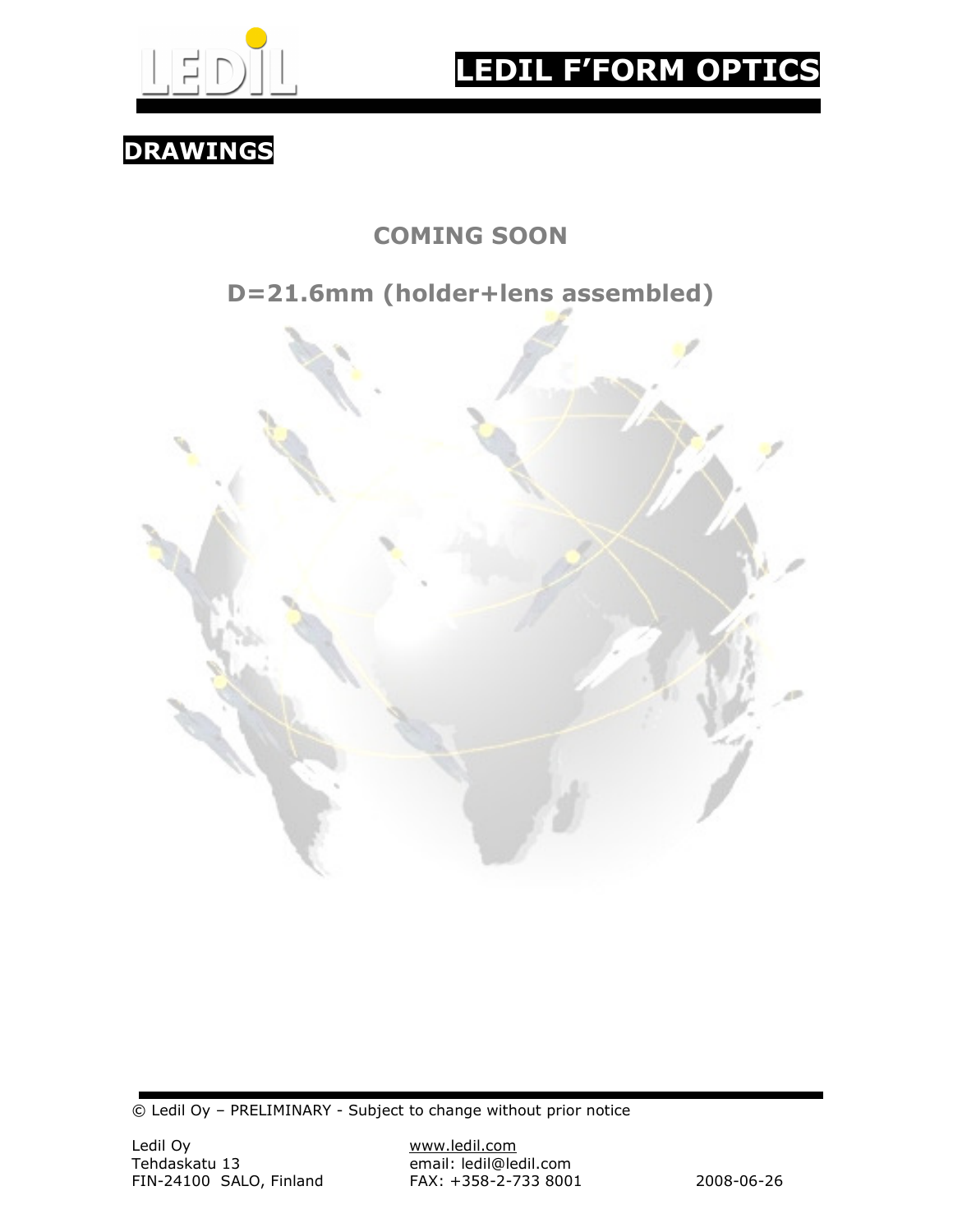## DRAWINGS

**COMING SOON**

**D=21.6mm (holder+lens assembled)**

© Ledil Oy – PRELIMINARY - Subject to change without prior notice

Ledil Oy
Tehdaskatu 13
FIN-24100 SALO, Finland

www.ledil.com
email: ledil@ledil.com
FAX: +358-2-733 8001

2008-06-26